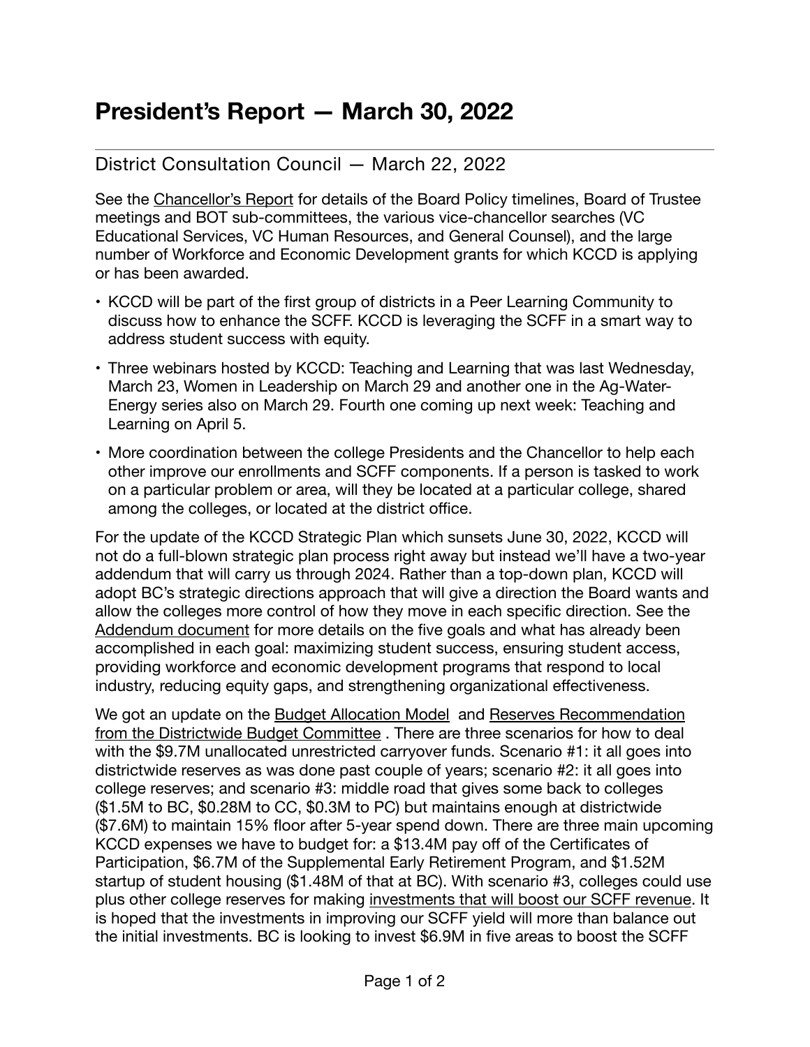# President's Report — March 30, 2022

## District Consultation Council — March 22, 2022

See the Chancellor's Report for details of the Board Policy timelines, Board of Trustee meetings and BOT sub-committees, the various vice-chancellor searches (VC Educational Services, VC Human Resources, and General Counsel), and the large number of Workforce and Economic Development grants for which KCCD is applying or has been awarded.

- KCCD will be part of the first group of districts in a Peer Learning Community to discuss how to enhance the SCFF. KCCD is leveraging the SCFF in a smart way to address student success with equity.
- Three webinars hosted by KCCD: Teaching and Learning that was last Wednesday, March 23, Women in Leadership on March 29 and another one in the Ag-Water-Energy series also on March 29. Fourth one coming up next week: Teaching and Learning on April 5.
- More coordination between the college Presidents and the Chancellor to help each other improve our enrollments and SCFF components. If a person is tasked to work on a particular problem or area, will they be located at a particular college, shared among the colleges, or located at the district office.

For the update of the KCCD Strategic Plan which sunsets June 30, 2022, KCCD will not do a full-blown strategic plan process right away but instead we'll have a two-year addendum that will carry us through 2024. Rather than a top-down plan, KCCD will adopt BC's strategic directions approach that will give a direction the Board wants and allow the colleges more control of how they move in each specific direction. See the Addendum document for more details on the five goals and what has already been accomplished in each goal: maximizing student success, ensuring student access, providing workforce and economic development programs that respond to local industry, reducing equity gaps, and strengthening organizational effectiveness.

We got an update on the Budget Allocation Model and Reserves Recommendation from the Districtwide Budget Committee . There are three scenarios for how to deal with the $9.7M unallocated unrestricted carryover funds. Scenario #1: it all goes into districtwide reserves as was done past couple of years; scenario #2: it all goes into college reserves; and scenario #3: middle road that gives some back to colleges ($1.5M to BC, $0.28M to CC, $0.3M to PC) but maintains enough at districtwide ($7.6M) to maintain 15% floor after 5-year spend down. There are three main upcoming KCCD expenses we have to budget for: a $13.4M pay off of the Certificates of Participation, $6.7M of the Supplemental Early Retirement Program, and $1.52M startup of student housing ($1.48M of that at BC). With scenario #3, colleges could use plus other college reserves for making investments that will boost our SCFF revenue. It is hoped that the investments in improving our SCFF yield will more than balance out the initial investments. BC is looking to invest $6.9M in five areas to boost the SCFF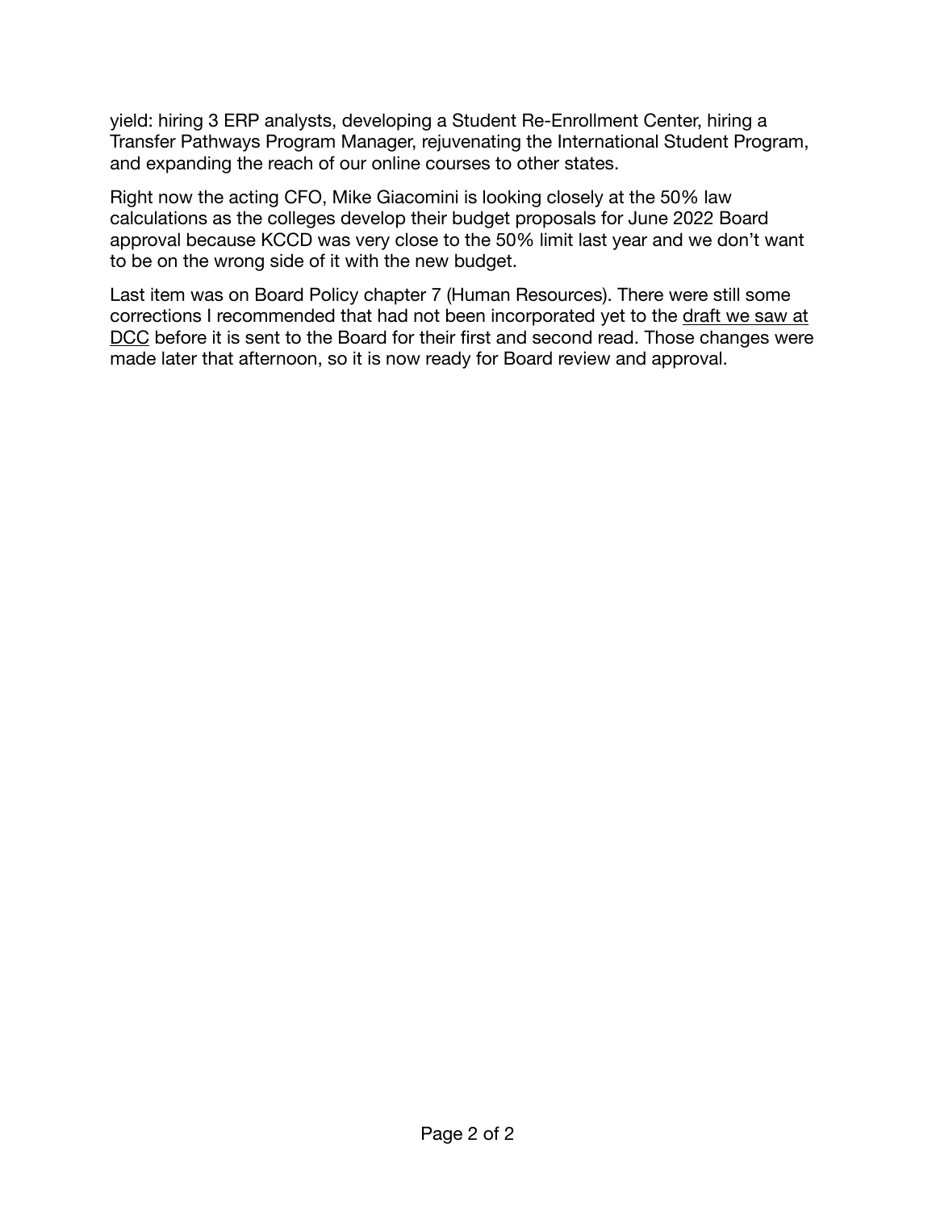yield: hiring 3 ERP analysts, developing a Student Re-Enrollment Center, hiring a Transfer Pathways Program Manager, rejuvenating the International Student Program, and expanding the reach of our online courses to other states.

Right now the acting CFO, Mike Giacomini is looking closely at the 50% law calculations as the colleges develop their budget proposals for June 2022 Board approval because KCCD was very close to the 50% limit last year and we don't want to be on the wrong side of it with the new budget.

Last item was on Board Policy chapter 7 (Human Resources). There were still some corrections I recommended that had not been incorporated yet to the draft we saw at DCC before it is sent to the Board for their first and second read. Those changes were made later that afternoon, so it is now ready for Board review and approval.